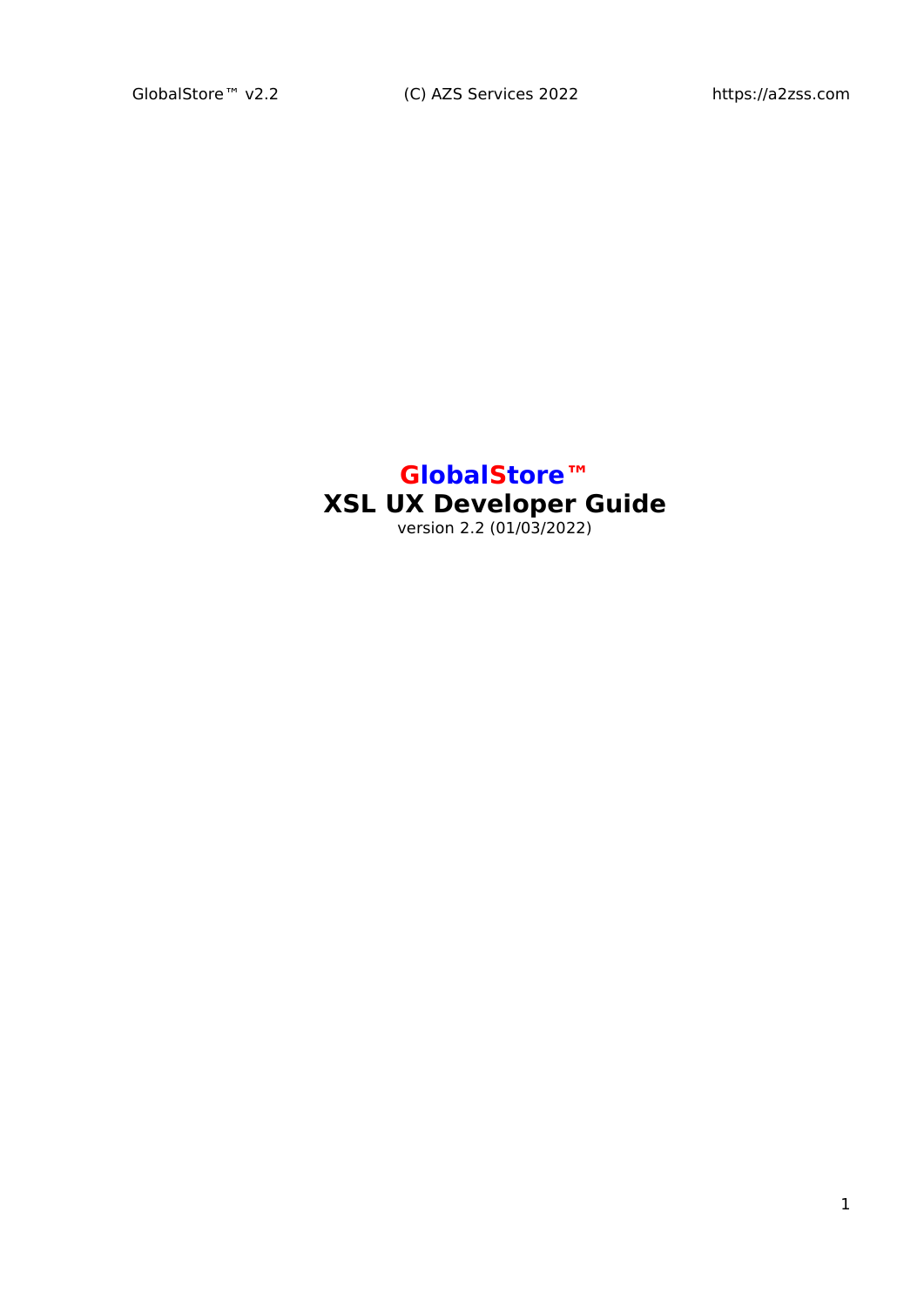# GlobalStore™
# XSL UX Developer Guide

version 2.2 (01/03/2022)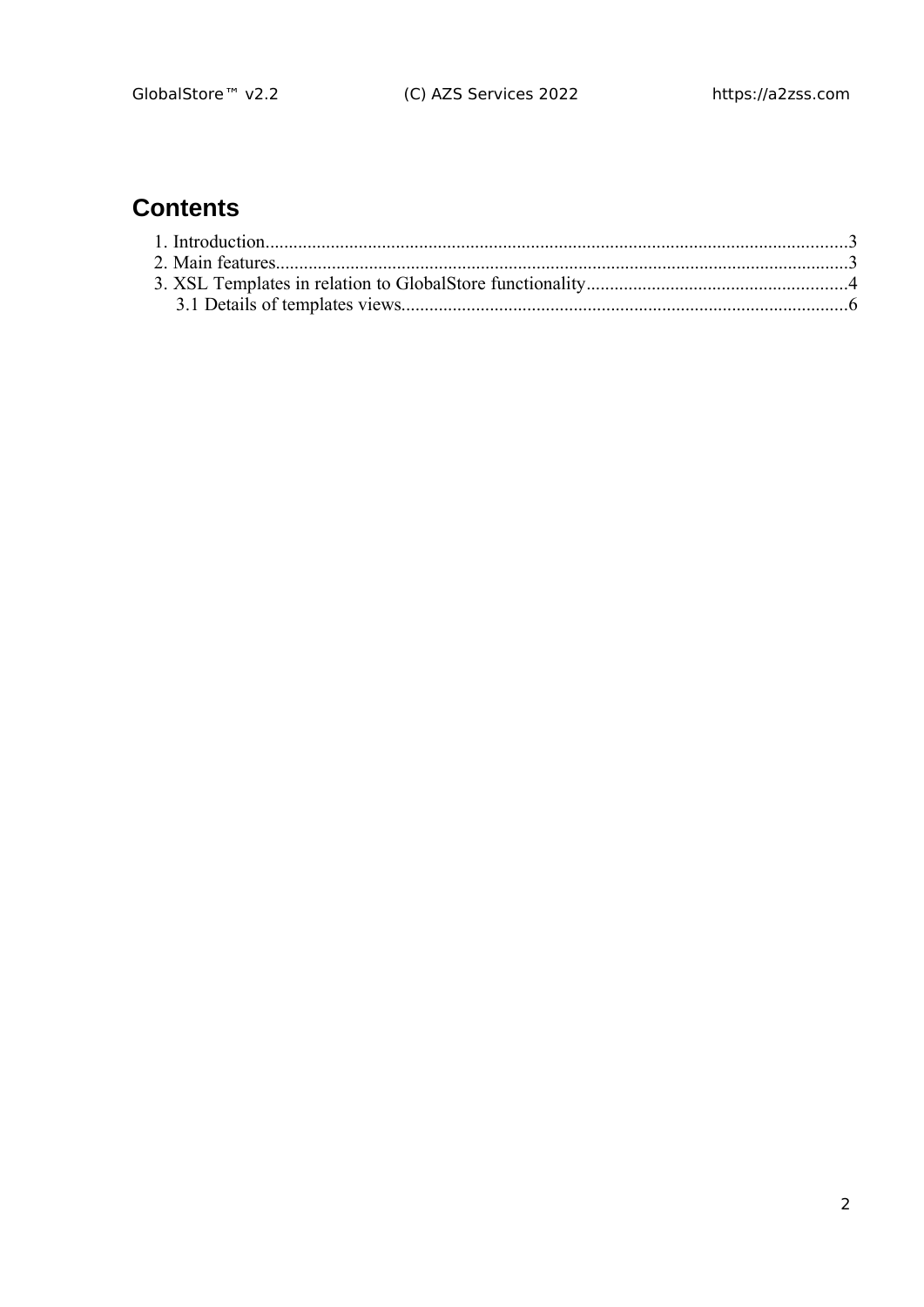# Contents

1. Introduction....................................................................................................................................3
2. Main features..................................................................................................................................3
3. XSL Templates in relation to GlobalStore functionality........................................................4
    3.1 Details of templates views...............................................................................................6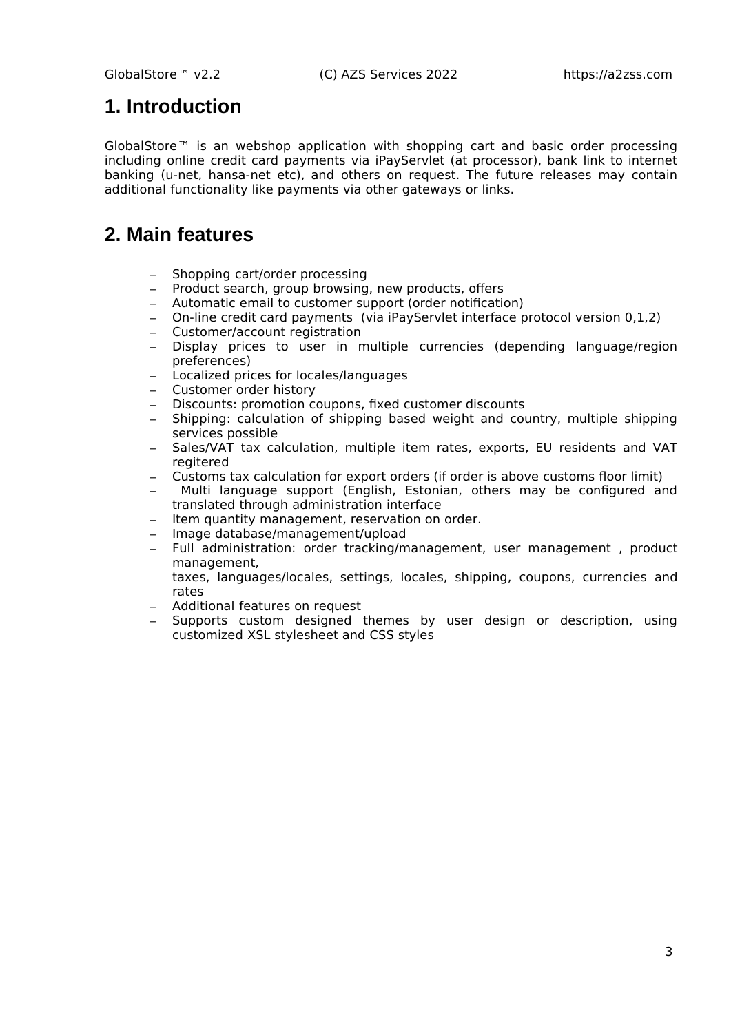# 1. Introduction

GlobalStore™ is an webshop application with shopping cart and basic order processing including online credit card payments via iPayServlet (at processor), bank link to internet banking (u-net, hansa-net etc), and others on request. The future releases may contain additional functionality like payments via other gateways or links.

# 2. Main features

- Shopping cart/order processing
- Product search, group browsing, new products, offers
- Automatic email to customer support (order notification)
- On-line credit card payments (via iPayServlet interface protocol version 0,1,2)
- Customer/account registration
- Display prices to user in multiple currencies (depending language/region preferences)
- Localized prices for locales/languages
- Customer order history
- Discounts: promotion coupons, fixed customer discounts
- Shipping: calculation of shipping based weight and country, multiple shipping services possible
- Sales/VAT tax calculation, multiple item rates, exports, EU residents and VAT regitered
- Customs tax calculation for export orders (if order is above customs floor limit)
- Multi language support (English, Estonian, others may be configured and translated through administration interface
- Item quantity management, reservation on order.
- Image database/management/upload
- Full administration: order tracking/management, user management , product management,
  taxes, languages/locales, settings, locales, shipping, coupons, currencies and rates
- Additional features on request
- Supports custom designed themes by user design or description, using customized XSL stylesheet and CSS styles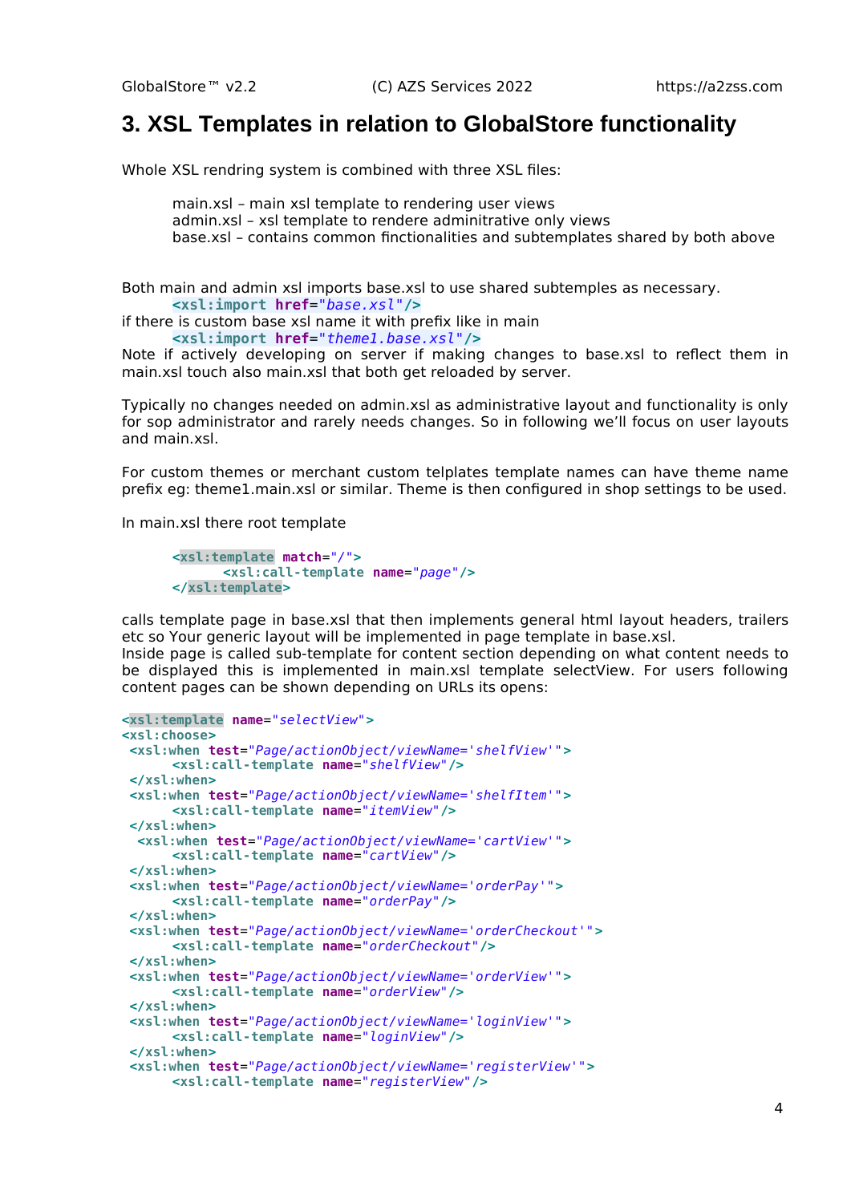# 3. XSL Templates in relation to GlobalStore functionality

Whole XSL rendring system is combined with three XSL files:

main.xsl – main xsl template to rendering user views
admin.xsl – xsl template to rendere adminitrative only views
base.xsl – contains common finctionalities and subtemplates shared by both above

Both main and admin xsl imports base.xsl to use shared subtemples as necessary.

```
<xsl:import href="base.xsl"/>
```

if there is custom base xsl name it with prefix like in main

```
<xsl:import href="theme1.base.xsl"/>
```

Note if actively developing on server if making changes to base.xsl to reflect them in main.xsl touch also main.xsl that both get reloaded by server.

Typically no changes needed on admin.xsl as administrative layout and functionality is only for sop administrator and rarely needs changes. So in following we'll focus on user layouts and main.xsl.

For custom themes or merchant custom telplates template names can have theme name prefix eg: theme1.main.xsl or similar. Theme is then configured in shop settings to be used.

In main.xsl there root template

```
<xsl:template match="/">
        <xsl:call-template name="page"/>
</xsl:template>
```

calls template page in base.xsl that then implements general html layout headers, trailers etc so Your generic layout will be implemented in page template in base.xsl.
Inside page is called sub-template for content section depending on what content needs to be displayed this is implemented in main.xsl template selectView. For users following content pages can be shown depending on URLs its opens:

```
<xsl:template name="selectView">
<xsl:choose>
 <xsl:when test="Page/actionObject/viewName='shelfView'">
      <xsl:call-template name="shelfView"/>
 </xsl:when>
 <xsl:when test="Page/actionObject/viewName='shelfItem'">
      <xsl:call-template name="itemView"/>
 </xsl:when>
  <xsl:when test="Page/actionObject/viewName='cartView'">
      <xsl:call-template name="cartView"/>
 </xsl:when>
 <xsl:when test="Page/actionObject/viewName='orderPay'">
      <xsl:call-template name="orderPay"/>
 </xsl:when>
 <xsl:when test="Page/actionObject/viewName='orderCheckout'">
      <xsl:call-template name="orderCheckout"/>
 </xsl:when>
 <xsl:when test="Page/actionObject/viewName='orderView'">
      <xsl:call-template name="orderView"/>
 </xsl:when>
 <xsl:when test="Page/actionObject/viewName='loginView'">
      <xsl:call-template name="loginView"/>
 </xsl:when>
 <xsl:when test="Page/actionObject/viewName='registerView'">
      <xsl:call-template name="registerView"/>
```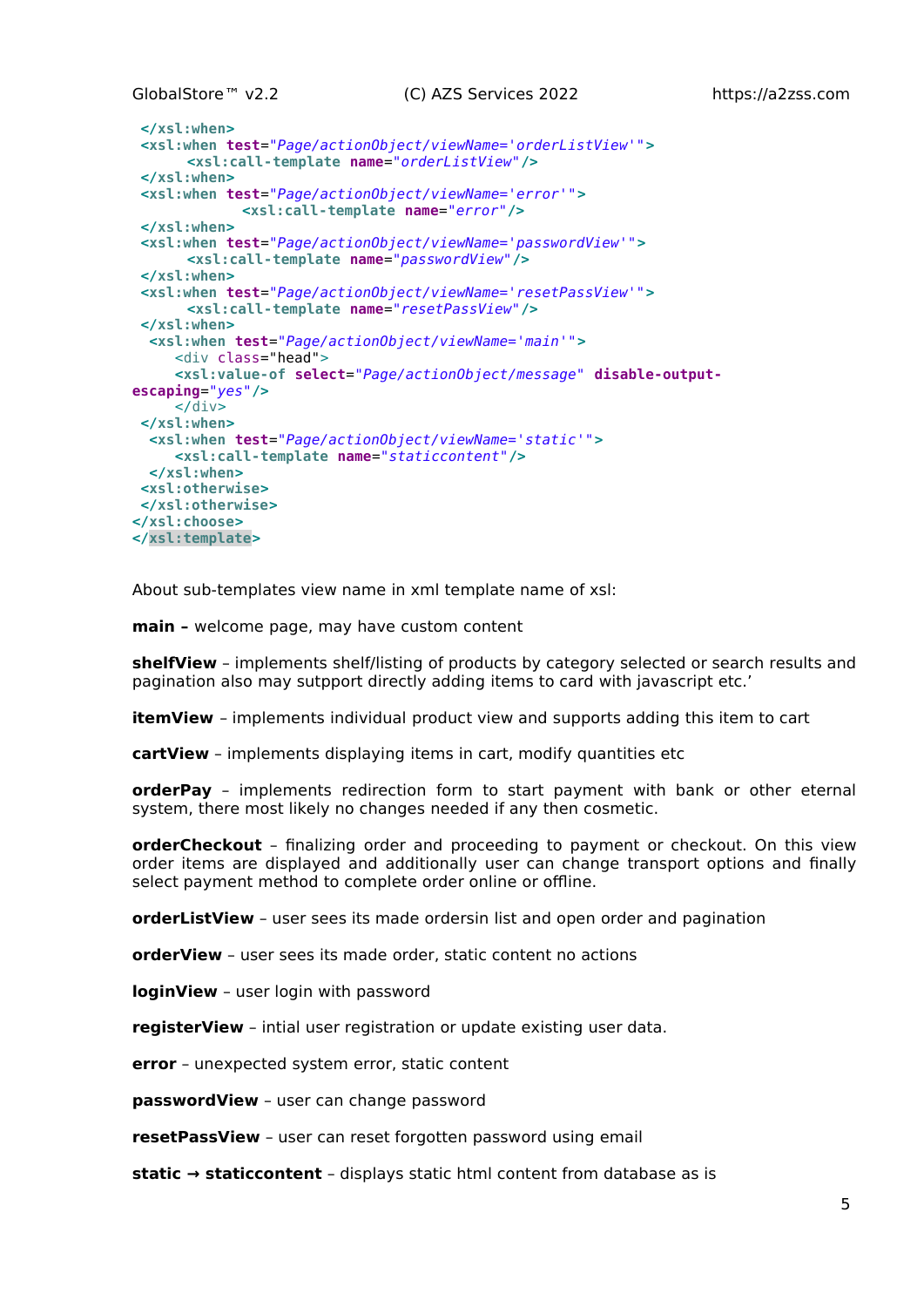```xml
 </xsl:when>
 <xsl:when test="Page/actionObject/viewName='orderListView'">
      <xsl:call-template name="orderListView"/>
 </xsl:when>
 <xsl:when test="Page/actionObject/viewName='error'">
              <xsl:call-template name="error"/>
 </xsl:when>
 <xsl:when test="Page/actionObject/viewName='passwordView'">
      <xsl:call-template name="passwordView"/>
 </xsl:when>
 <xsl:when test="Page/actionObject/viewName='resetPassView'">
      <xsl:call-template name="resetPassView"/>
 </xsl:when>
  <xsl:when test="Page/actionObject/viewName='main'">
     <div class="head">
     <xsl:value-of select="Page/actionObject/message" disable-output-
escaping="yes"/>
     </div>
 </xsl:when>
  <xsl:when test="Page/actionObject/viewName='static'">
     <xsl:call-template name="staticcontent"/>
  </xsl:when>
 <xsl:otherwise>
 </xsl:otherwise>
</xsl:choose>
</xsl:template>
```

About sub-templates view name in xml template name of xsl:

**main –** welcome page, may have custom content

**shelfView** – implements shelf/listing of products by category selected or search results and pagination also may sutpport directly adding items to card with javascript etc.'

**itemView** – implements individual product view and supports adding this item to cart

**cartView** – implements displaying items in cart, modify quantities etc

**orderPay** – implements redirection form to start payment with bank or other eternal system, there most likely no changes needed if any then cosmetic.

**orderCheckout** – finalizing order and proceeding to payment or checkout. On this view order items are displayed and additionally user can change transport options and finally select payment method to complete order online or offline.

**orderListView** – user sees its made ordersin list and open order and pagination

**orderView** – user sees its made order, static content no actions

**loginView** – user login with password

**registerView** – intial user registration or update existing user data.

**error** – unexpected system error, static content

**passwordView** – user can change password

**resetPassView** – user can reset forgotten password using email

**static → staticcontent** – displays static html content from database as is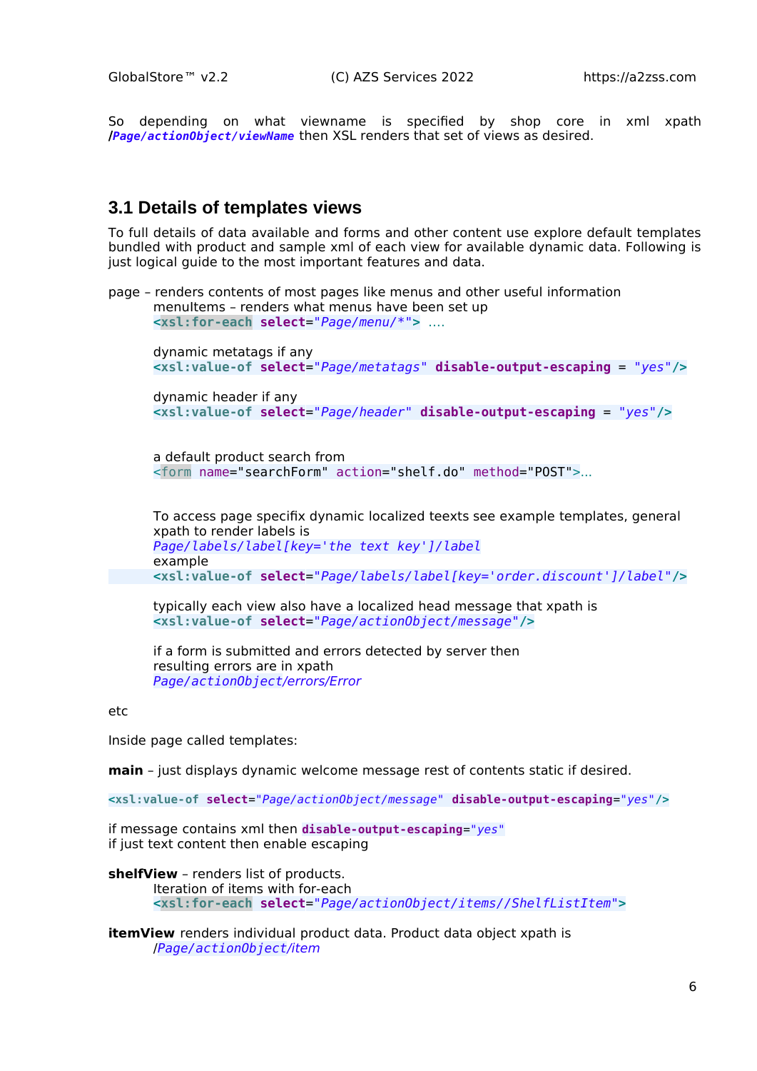So depending on what viewname is specified by shop core in xml xpath /`Page/actionObject/viewName` then XSL renders that set of views as desired.

## 3.1 Details of templates views

To full details of data available and forms and other content use explore default templates bundled with product and sample xml of each view for available dynamic data. Following is just logical guide to the most important features and data.

page – renders contents of most pages like menus and other useful information

menuItems – renders what menus have been set up

```
<xsl:for-each select="Page/menu/*"> ....
```

dynamic metatags if any

```
<xsl:value-of select="Page/metatags" disable-output-escaping = "yes"/>
```

dynamic header if any

```
<xsl:value-of select="Page/header" disable-output-escaping = "yes"/>
```

a default product search from

```
<form name="searchForm" action="shelf.do" method="POST">...
```

To access page specifix dynamic localized teexts see example templates, general xpath to render labels is

`Page/labels/label[key='the text key']/label`

example

```
<xsl:value-of select="Page/labels/label[key='order.discount']/label"/>
```

typically each view also have a localized head message that xpath is

```
<xsl:value-of select="Page/actionObject/message"/>
```

if a form is submitted and errors detected by server then resulting errors are in xpath

`Page/actionObject/errors/Error`

etc

Inside page called templates:

**main** – just displays dynamic welcome message rest of contents static if desired.

```
<xsl:value-of select="Page/actionObject/message" disable-output-escaping="yes"/>
```

if message contains xml then `disable-output-escaping="yes"`
if just text content then enable escaping

**shelfView** – renders list of products.

Iteration of items with for-each

```
<xsl:for-each select="Page/actionObject/items//ShelfListItem">
```

**itemView** renders individual product data. Product data object xpath is

/`Page/actionObject/item`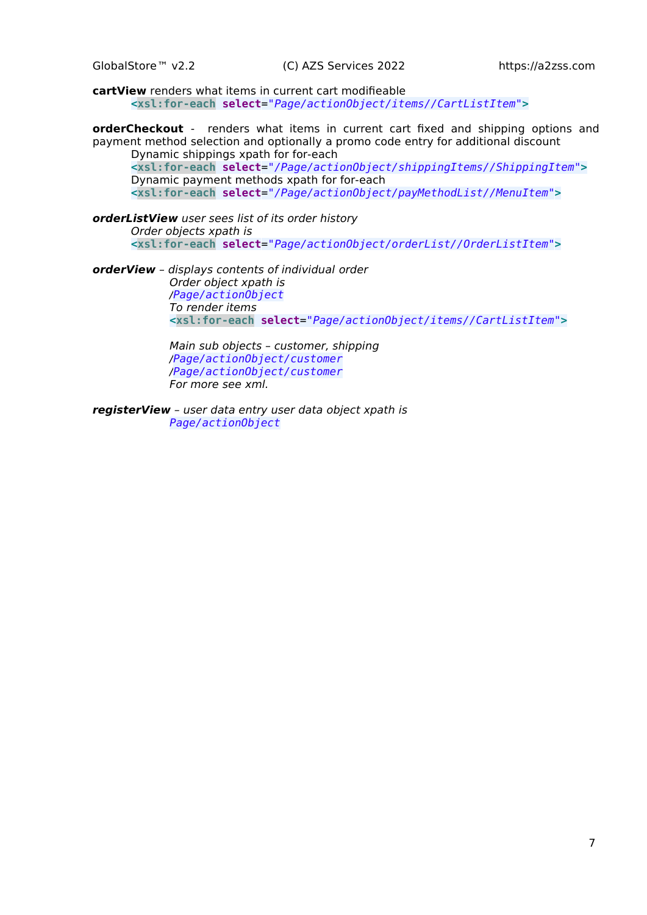**cartView** renders what items in current cart modifieable

```
<xsl:for-each select="Page/actionObject/items//CartListItem">
```

**orderCheckout** - renders what items in current cart fixed and shipping options and payment method selection and optionally a promo code entry for additional discount

Dynamic shippings xpath for for-each

```
<xsl:for-each select="/Page/actionObject/shippingItems//ShippingItem">
```

Dynamic payment methods xpath for for-each

```
<xsl:for-each select="/Page/actionObject/payMethodList//MenuItem">
```

***orderListView*** *user sees list of its order history*

*Order objects xpath is*

```
<xsl:for-each select="Page/actionObject/orderList//OrderListItem">
```

***orderView*** *– displays contents of individual order*

*Order object xpath is*

*/*`Page/actionObject`

*To render items*

```
<xsl:for-each select="Page/actionObject/items//CartListItem">
```

*Main sub objects – customer, shipping*

*/*`Page/actionObject/customer`

*/*`Page/actionObject/customer`

*For more see xml.*

***registerView*** *– user data entry user data object xpath is*

`Page/actionObject`